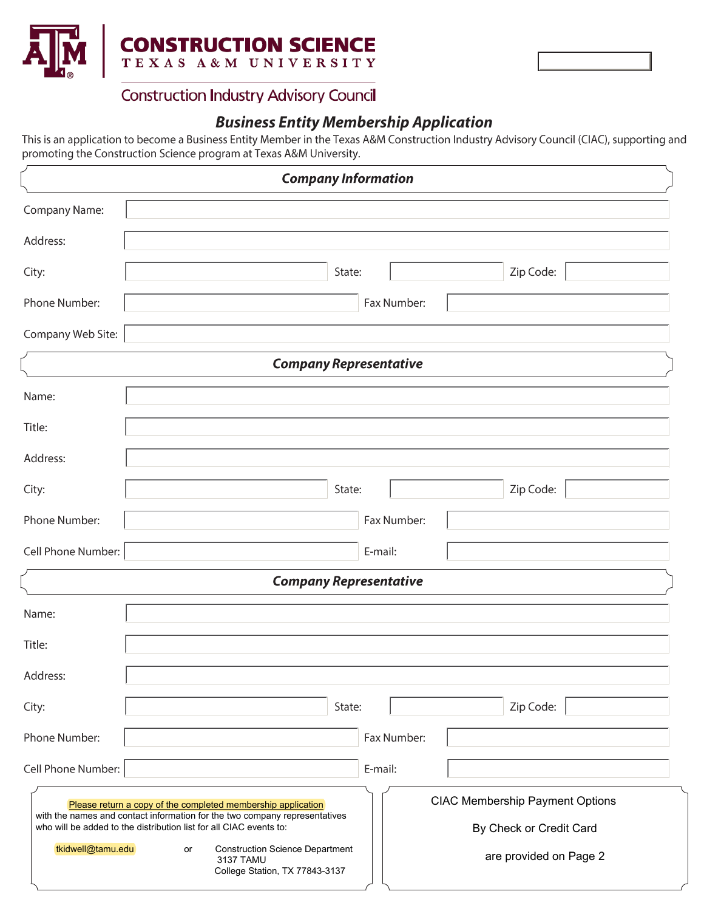# CONSTRUCTION SCIENCE
TEXAS A&M UNIVERSITY

Construction Industry Advisory Council

## *Business Entity Membership Application*

This is an application to become a Business Entity Member in the Texas A&M Construction Industry Advisory Council (CIAC), supporting and promoting the Construction Science program at Texas A&M University.

### *Company Information*

Company Name:

Address:

City: State: Zip Code:

Phone Number: Fax Number:

Company Web Site:

### *Company Representative*

Name:

Title:

Address:

City: State: Zip Code:

Phone Number: Fax Number:

Cell Phone Number: E-mail:

### *Company Representative*

Name:

Title:

Address:

City: State: Zip Code:

Phone Number: Fax Number:

Cell Phone Number: E-mail:

Please return a copy of the completed membership application with the names and contact information for the two company representatives who will be added to the distribution list for all CIAC events to:

tkidwell@tamu.edu or Construction Science Department
3137 TAMU
College Station, TX 77843-3137

CIAC Membership Payment Options

By Check or Credit Card

are provided on Page 2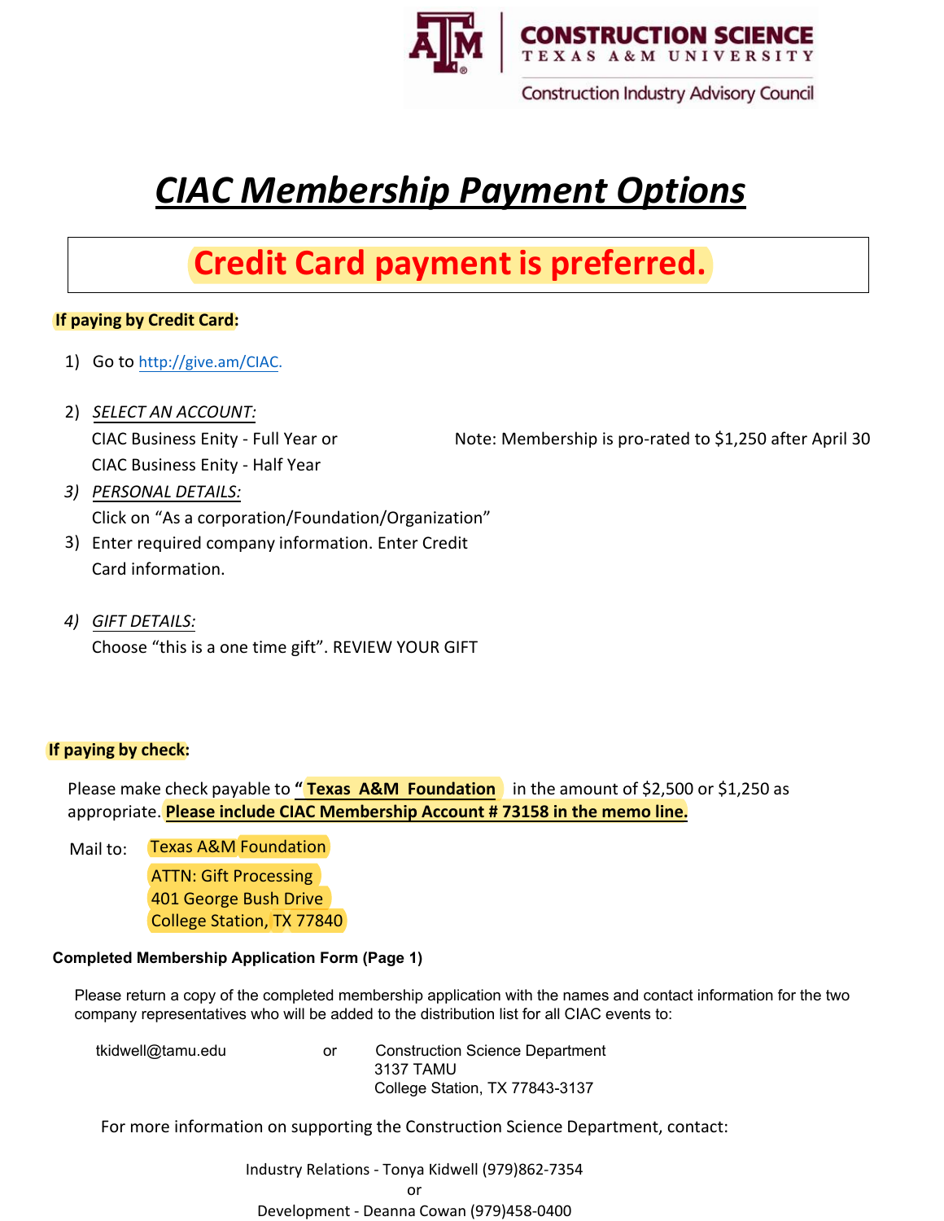CONSTRUCTION SCIENCE
TEXAS A&M UNIVERSITY
Construction Industry Advisory Council

# *CIAC Membership Payment Options*

## Credit Card payment is preferred.

**If paying by Credit Card:**

1) Go to http://give.am/CIAC.

2) *SELECT AN ACCOUNT:*
   CIAC Business Enity - Full Year or
   CIAC Business Enity - Half Year

   Note: Membership is pro-rated to $1,250 after April 30

3) *PERSONAL DETAILS:*
   Click on "As a corporation/Foundation/Organization"

3) Enter required company information. Enter Credit Card information.

4) *GIFT DETAILS:*
   Choose "this is a one time gift". REVIEW YOUR GIFT

**If paying by check:**

Please make check payable to "**Texas A&M Foundation**" in the amount of $2,500 or $1,250 as appropriate. **Please include CIAC Membership Account # 73158 in the memo line.**

Mail to:
Texas A&M Foundation
ATTN: Gift Processing
401 George Bush Drive
College Station, TX 77840

**Completed Membership Application Form (Page 1)**

Please return a copy of the completed membership application with the names and contact information for the two company representatives who will be added to the distribution list for all CIAC events to:

tkidwell@tamu.edu

or

Construction Science Department
3137 TAMU
College Station, TX 77843-3137

For more information on supporting the Construction Science Department, contact:

Industry Relations - Tonya Kidwell (979)862-7354
or
Development - Deanna Cowan (979)458-0400